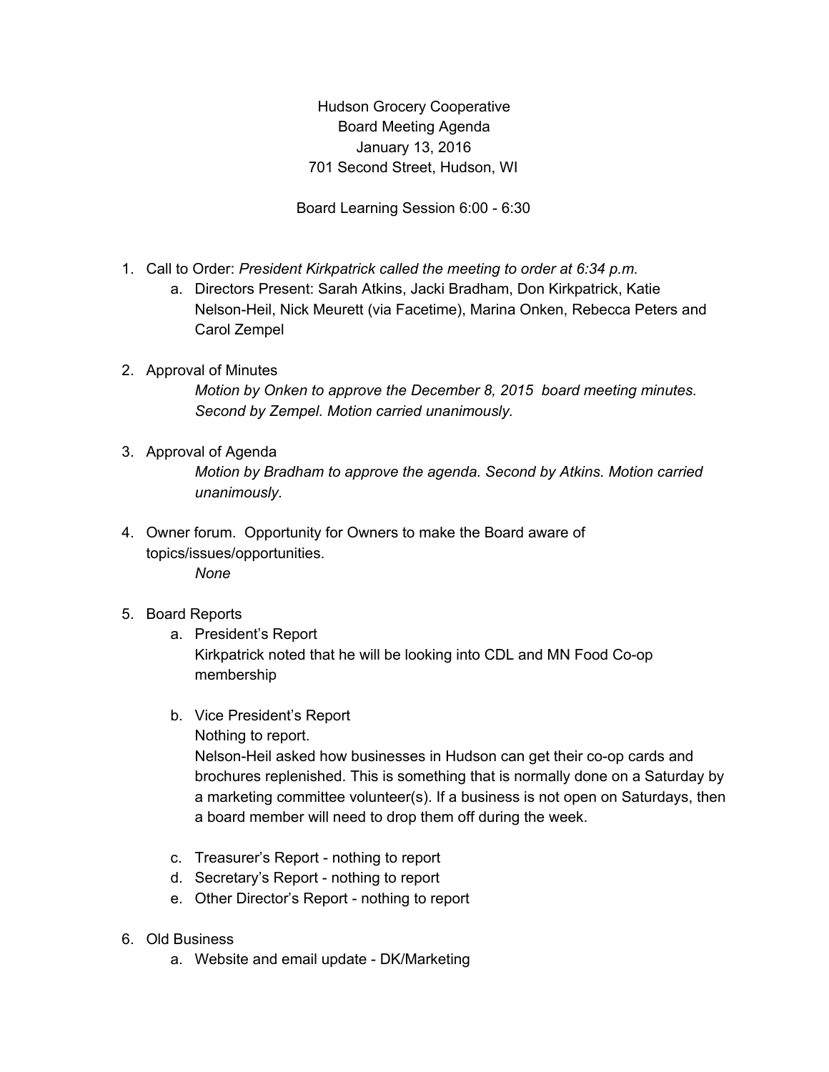Hudson Grocery Cooperative
Board Meeting Agenda
January 13, 2016
701 Second Street, Hudson, WI

Board Learning Session 6:00 - 6:30

1. Call to Order: *President Kirkpatrick called the meeting to order at 6:34 p.m.*
   a. Directors Present: Sarah Atkins, Jacki Bradham, Don Kirkpatrick, Katie Nelson-Heil, Nick Meurett (via Facetime), Marina Onken, Rebecca Peters and Carol Zempel

2. Approval of Minutes
   *Motion by Onken to approve the December 8, 2015 board meeting minutes. Second by Zempel. Motion carried unanimously.*

3. Approval of Agenda
   *Motion by Bradham to approve the agenda. Second by Atkins. Motion carried unanimously.*

4. Owner forum. Opportunity for Owners to make the Board aware of topics/issues/opportunities.
   *None*

5. Board Reports
   a. President's Report
      Kirkpatrick noted that he will be looking into CDL and MN Food Co-op membership

   b. Vice President's Report
      Nothing to report.
      Nelson-Heil asked how businesses in Hudson can get their co-op cards and brochures replenished. This is something that is normally done on a Saturday by a marketing committee volunteer(s). If a business is not open on Saturdays, then a board member will need to drop them off during the week.

   c. Treasurer's Report - nothing to report
   d. Secretary's Report - nothing to report
   e. Other Director's Report - nothing to report

6. Old Business
   a. Website and email update - DK/Marketing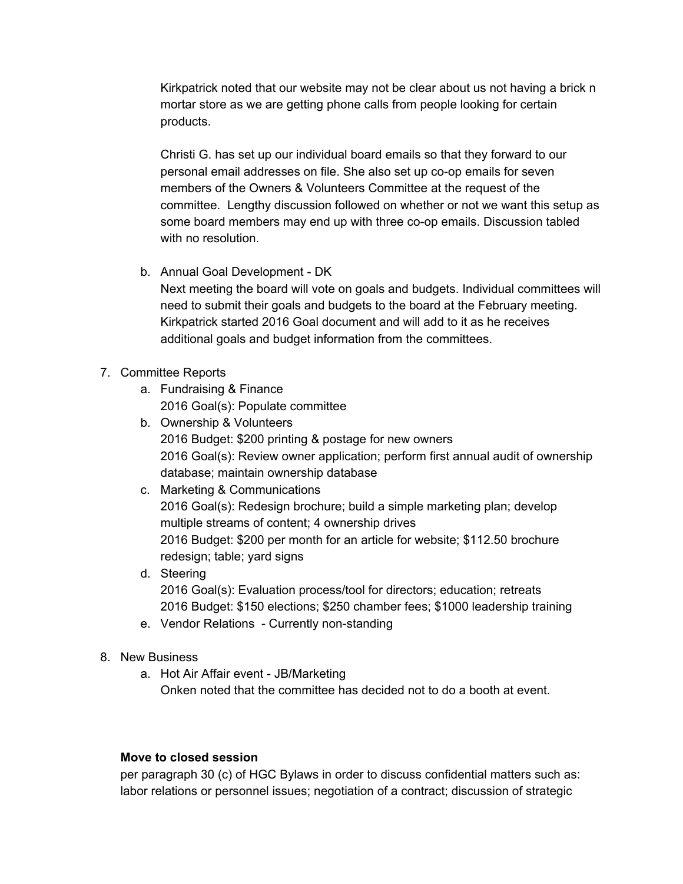Kirkpatrick noted that our website may not be clear about us not having a brick n mortar store as we are getting phone calls from people looking for certain products.

Christi G. has set up our individual board emails so that they forward to our personal email addresses on file. She also set up co-op emails for seven members of the Owners & Volunteers Committee at the request of the committee. Lengthy discussion followed on whether or not we want this setup as some board members may end up with three co-op emails. Discussion tabled with no resolution.

b. Annual Goal Development - DK
   Next meeting the board will vote on goals and budgets. Individual committees will need to submit their goals and budgets to the board at the February meeting. Kirkpatrick started 2016 Goal document and will add to it as he receives additional goals and budget information from the committees.

7. Committee Reports
   a. Fundraising & Finance
      2016 Goal(s): Populate committee
   b. Ownership & Volunteers
      2016 Budget: $200 printing & postage for new owners
      2016 Goal(s): Review owner application; perform first annual audit of ownership database; maintain ownership database
   c. Marketing & Communications
      2016 Goal(s): Redesign brochure; build a simple marketing plan; develop multiple streams of content; 4 ownership drives
      2016 Budget: $200 per month for an article for website; $112.50 brochure redesign; table; yard signs
   d. Steering
      2016 Goal(s): Evaluation process/tool for directors; education; retreats
      2016 Budget: $150 elections; $250 chamber fees; $1000 leadership training
   e. Vendor Relations - Currently non-standing

8. New Business
   a. Hot Air Affair event - JB/Marketing
      Onken noted that the committee has decided not to do a booth at event.

**Move to closed session**
per paragraph 30 (c) of HGC Bylaws in order to discuss confidential matters such as: labor relations or personnel issues; negotiation of a contract; discussion of strategic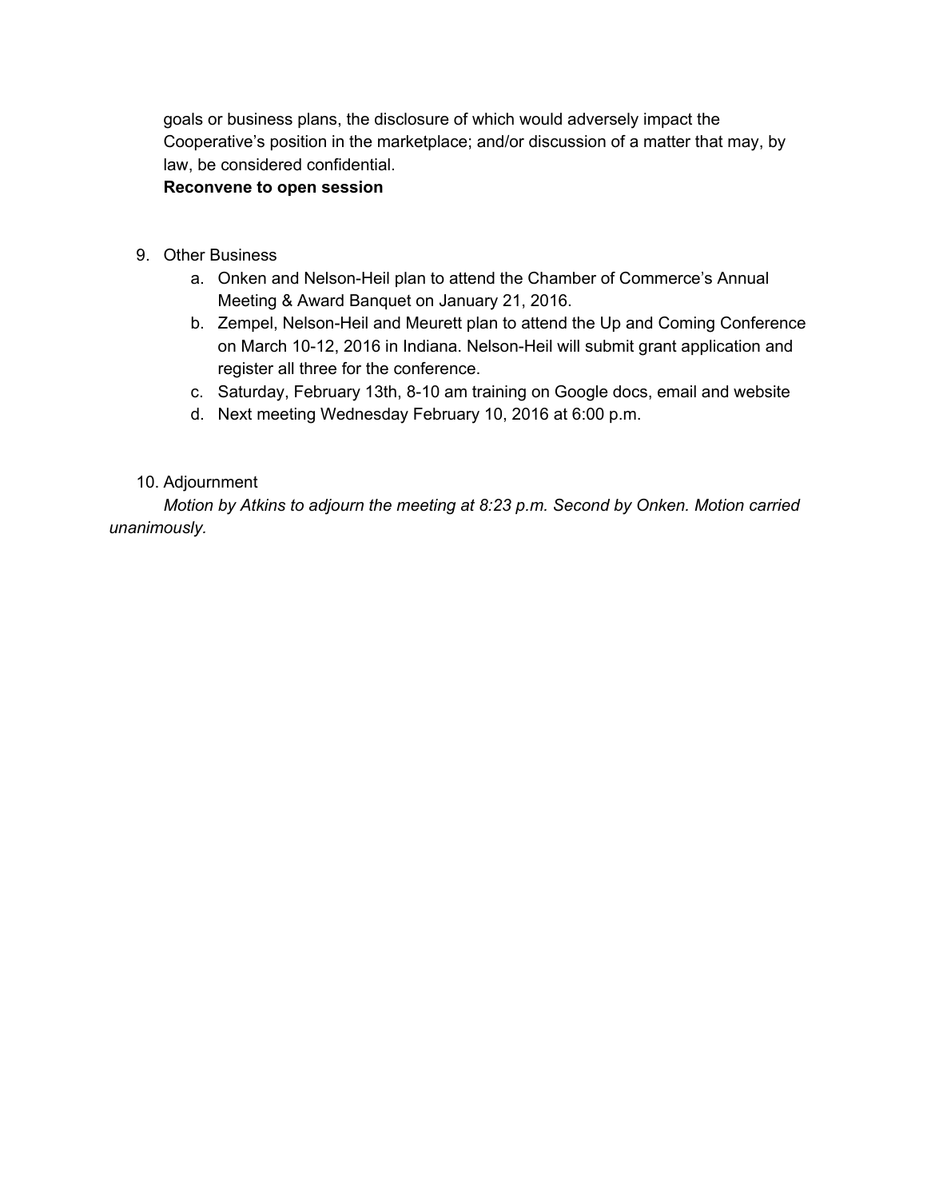goals or business plans, the disclosure of which would adversely impact the Cooperative's position in the marketplace; and/or discussion of a matter that may, by law, be considered confidential.

**Reconvene to open session**

9. Other Business
    a. Onken and Nelson-Heil plan to attend the Chamber of Commerce's Annual Meeting & Award Banquet on January 21, 2016.
    b. Zempel, Nelson-Heil and Meurett plan to attend the Up and Coming Conference on March 10-12, 2016 in Indiana. Nelson-Heil will submit grant application and register all three for the conference.
    c. Saturday, February 13th, 8-10 am training on Google docs, email and website
    d. Next meeting Wednesday February 10, 2016 at 6:00 p.m.

10. Adjournment

*Motion by Atkins to adjourn the meeting at 8:23 p.m. Second by Onken. Motion carried unanimously.*